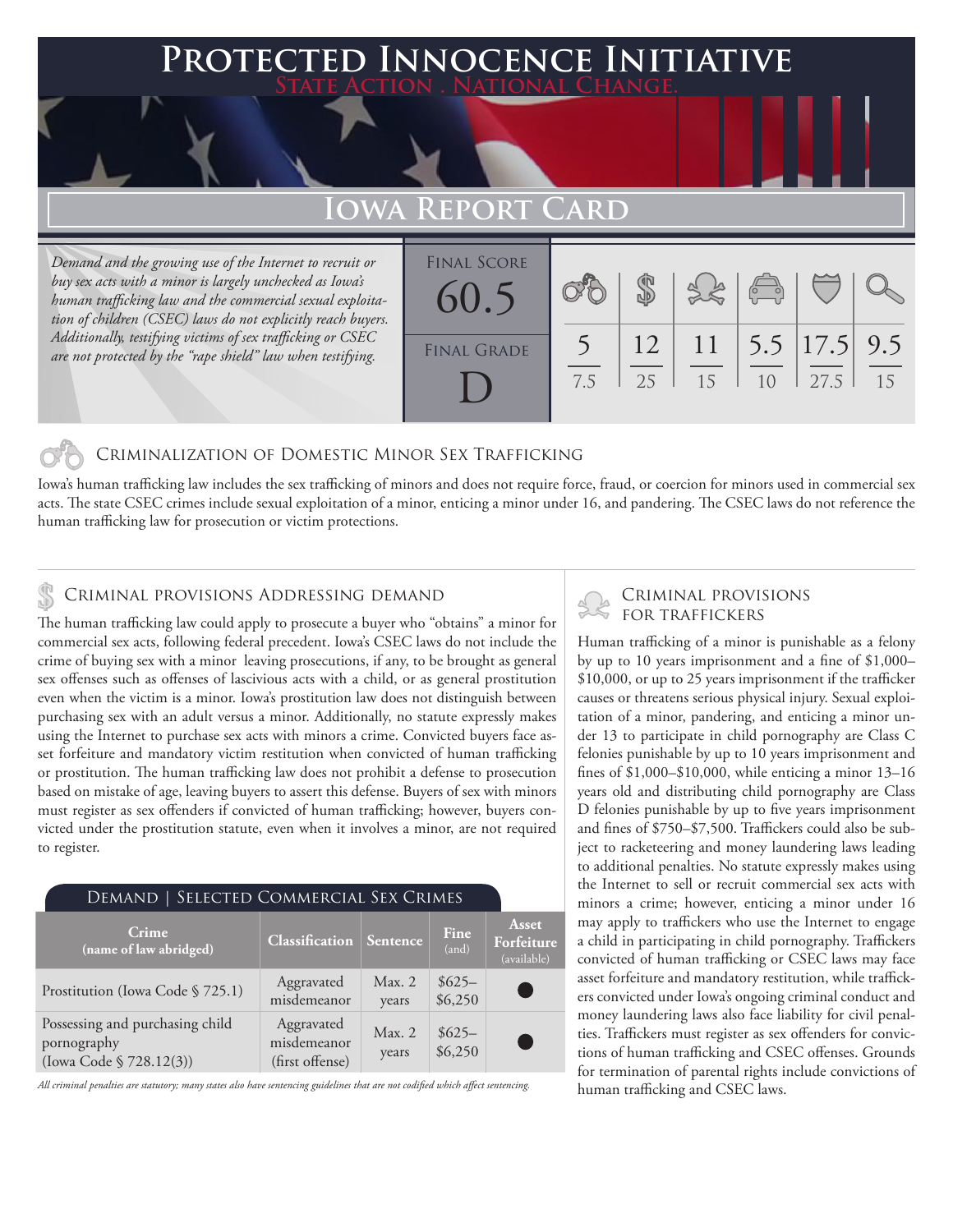# Protected Innocence Initiative

State Action . National Change.

## Iowa Report Card

*Demand and the growing use of the Internet to recruit or buy sex acts with a minor is largely unchecked as Iowa's human trafficking law and the commercial sexual exploitation of children (CSEC) laws do not explicitly reach buyers. Additionally, testifying victims of sex trafficking or CSEC are not protected by the "rape shield" law when testifying.*

| Final Score | Final Grade |
|---|---|
| 60.5 | D |

| Criminalization of Domestic Minor Sex Trafficking | Criminal Provisions Addressing Demand | Criminal Provisions for Traffickers | Criminal Provisions for Facilitators | Protective Provisions for the Child Victims | Criminal Justice Tools for Investigation and Prosecutions |
|---|---|---|---|---|---|
| 5 / 7.5 | 12 / 25 | 11 / 15 | 5.5 / 10 | 17.5 / 27.5 | 9.5 / 15 |

### Criminalization of Domestic Minor Sex Trafficking

Iowa's human trafficking law includes the sex trafficking of minors and does not require force, fraud, or coercion for minors used in commercial sex acts. The state CSEC crimes include sexual exploitation of a minor, enticing a minor under 16, and pandering. The CSEC laws do not reference the human trafficking law for prosecution or victim protections.

### Criminal provisions Addressing demand

The human trafficking law could apply to prosecute a buyer who "obtains" a minor for commercial sex acts, following federal precedent. Iowa's CSEC laws do not include the crime of buying sex with a minor leaving prosecutions, if any, to be brought as general sex offenses such as offenses of lascivious acts with a child, or as general prostitution even when the victim is a minor. Iowa's prostitution law does not distinguish between purchasing sex with an adult versus a minor. Additionally, no statute expressly makes using the Internet to purchase sex acts with minors a crime. Convicted buyers face asset forfeiture and mandatory victim restitution when convicted of human trafficking or prostitution. The human trafficking law does not prohibit a defense to prosecution based on mistake of age, leaving buyers to assert this defense. Buyers of sex with minors must register as sex offenders if convicted of human trafficking; however, buyers convicted under the prostitution statute, even when it involves a minor, are not required to register.

**Demand | Selected Commercial Sex Crimes**

| Crime (name of law abridged) | Classification | Sentence | Fine (and) | Asset Forfeiture (available) |
|---|---|---|---|---|
| Prostitution (Iowa Code § 725.1) | Aggravated misdemeanor | Max. 2 years | $625–$6,250 | ● |
| Possessing and purchasing child pornography (Iowa Code § 728.12(3)) | Aggravated misdemeanor (first offense) | Max. 2 years | $625–$6,250 | ● |

*All criminal penalties are statutory; many states also have sentencing guidelines that are not codified which affect sentencing.*

### Criminal provisions for traffickers

Human trafficking of a minor is punishable as a felony by up to 10 years imprisonment and a fine of $1,000–$10,000, or up to 25 years imprisonment if the trafficker causes or threatens serious physical injury. Sexual exploitation of a minor, pandering, and enticing a minor under 13 to participate in child pornography are Class C felonies punishable by up to 10 years imprisonment and fines of $1,000–$10,000, while enticing a minor 13–16 years old and distributing child pornography are Class D felonies punishable by up to five years imprisonment and fines of $750–$7,500. Traffickers could also be subject to racketeering and money laundering laws leading to additional penalties. No statute expressly makes using the Internet to sell or recruit commercial sex acts with minors a crime; however, enticing a minor under 16 may apply to traffickers who use the Internet to engage a child in participating in child pornography. Traffickers convicted of human trafficking or CSEC laws may face asset forfeiture and mandatory restitution, while traffickers convicted under Iowa's ongoing criminal conduct and money laundering laws also face liability for civil penalties. Traffickers must register as sex offenders for convictions of human trafficking and CSEC offenses. Grounds for termination of parental rights include convictions of human trafficking and CSEC laws.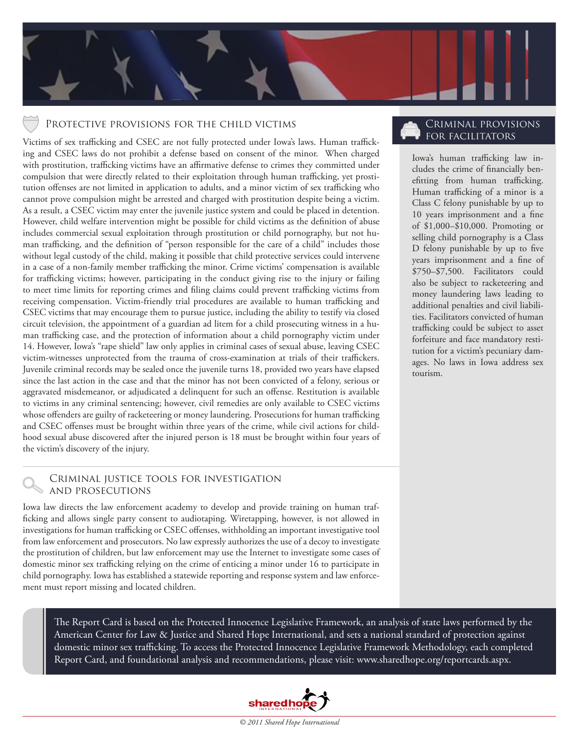## Protective provisions for the child victims

Victims of sex trafficking and CSEC are not fully protected under Iowa's laws. Human trafficking and CSEC laws do not prohibit a defense based on consent of the minor. When charged with prostitution, trafficking victims have an affirmative defense to crimes they committed under compulsion that were directly related to their exploitation through human trafficking, yet prostitution offenses are not limited in application to adults, and a minor victim of sex trafficking who cannot prove compulsion might be arrested and charged with prostitution despite being a victim. As a result, a CSEC victim may enter the juvenile justice system and could be placed in detention. However, child welfare intervention might be possible for child victims as the definition of abuse includes commercial sexual exploitation through prostitution or child pornography, but not human trafficking, and the definition of "person responsible for the care of a child" includes those without legal custody of the child, making it possible that child protective services could intervene in a case of a non-family member trafficking the minor. Crime victims' compensation is available for trafficking victims; however, participating in the conduct giving rise to the injury or failing to meet time limits for reporting crimes and filing claims could prevent trafficking victims from receiving compensation. Victim-friendly trial procedures are available to human trafficking and CSEC victims that may encourage them to pursue justice, including the ability to testify via closed circuit television, the appointment of a guardian ad litem for a child prosecuting witness in a human trafficking case, and the protection of information about a child pornography victim under 14. However, Iowa's "rape shield" law only applies in criminal cases of sexual abuse, leaving CSEC victim-witnesses unprotected from the trauma of cross-examination at trials of their traffickers. Juvenile criminal records may be sealed once the juvenile turns 18, provided two years have elapsed since the last action in the case and that the minor has not been convicted of a felony, serious or aggravated misdemeanor, or adjudicated a delinquent for such an offense. Restitution is available to victims in any criminal sentencing; however, civil remedies are only available to CSEC victims whose offenders are guilty of racketeering or money laundering. Prosecutions for human trafficking and CSEC offenses must be brought within three years of the crime, while civil actions for childhood sexual abuse discovered after the injured person is 18 must be brought within four years of the victim's discovery of the injury.

## Criminal justice tools for investigation and prosecutions

Iowa law directs the law enforcement academy to develop and provide training on human trafficking and allows single party consent to audiotaping. Wiretapping, however, is not allowed in investigations for human trafficking or CSEC offenses, withholding an important investigative tool from law enforcement and prosecutors. No law expressly authorizes the use of a decoy to investigate the prostitution of children, but law enforcement may use the Internet to investigate some cases of domestic minor sex trafficking relying on the crime of enticing a minor under 16 to participate in child pornography. Iowa has established a statewide reporting and response system and law enforcement must report missing and located children.

## Criminal provisions for facilitators

Iowa's human trafficking law includes the crime of financially benefitting from human trafficking. Human trafficking of a minor is a Class C felony punishable by up to 10 years imprisonment and a fine of $1,000–$10,000. Promoting or selling child pornography is a Class D felony punishable by up to five years imprisonment and a fine of $750–$7,500. Facilitators could also be subject to racketeering and money laundering laws leading to additional penalties and civil liabilities. Facilitators convicted of human trafficking could be subject to asset forfeiture and face mandatory restitution for a victim's pecuniary damages. No laws in Iowa address sex tourism.

The Report Card is based on the Protected Innocence Legislative Framework, an analysis of state laws performed by the American Center for Law & Justice and Shared Hope International, and sets a national standard of protection against domestic minor sex trafficking. To access the Protected Innocence Legislative Framework Methodology, each completed Report Card, and foundational analysis and recommendations, please visit: www.sharedhope.org/reportcards.aspx.

shared hope INTERNATIONAL

*© 2011 Shared Hope International*